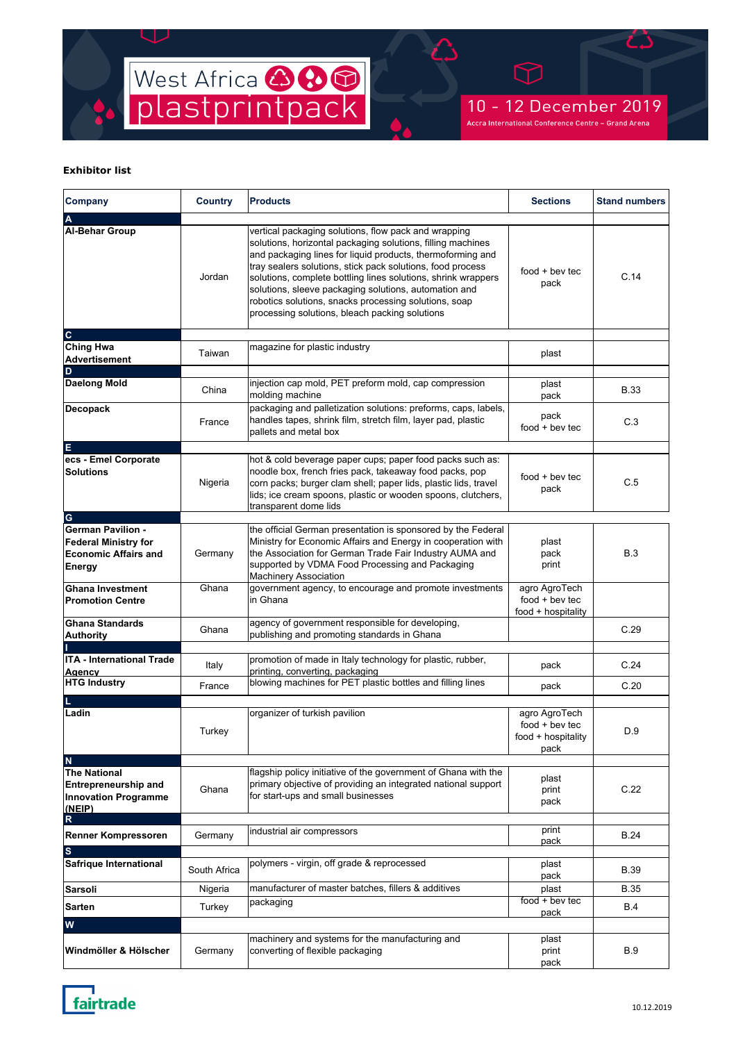West Africa plastprintpack

10 - 12 December 2019

Accra International Conference Centre – Grand Arena

**Exhibitor list**

| Company | Country | Products | Sections | Stand numbers |
|---|---|---|---|---|
| **A** | | | | |
| **Al-Behar Group** | Jordan | vertical packaging solutions, flow pack and wrapping solutions, horizontal packaging solutions, filling machines and packaging lines for liquid products, thermoforming and tray sealers solutions, stick pack solutions, food process solutions, complete bottling lines solutions, shrink wrappers solutions, sleeve packaging solutions, automation and robotics solutions, snacks processing solutions, soap processing solutions, bleach packing solutions | food + bev tec pack | C.14 |
| **C** | | | | |
| **Ching Hwa Advertisement** | Taiwan | magazine for plastic industry | plast | |
| **D** | | | | |
| **Daelong Mold** | China | injection cap mold, PET preform mold, cap compression molding machine | plast pack | B.33 |
| **Decopack** | France | packaging and palletization solutions: preforms, caps, labels, handles tapes, shrink film, stretch film, layer pad, plastic pallets and metal box | pack food + bev tec | C.3 |
| **E** | | | | |
| **ecs - Emel Corporate Solutions** | Nigeria | hot & cold beverage paper cups; paper food packs such as: noodle box, french fries pack, takeaway food packs, pop corn packs; burger clam shell; paper lids, plastic lids, travel lids; ice cream spoons, plastic or wooden spoons, clutchers, transparent dome lids | food + bev tec pack | C.5 |
| **G** | | | | |
| **German Pavilion - Federal Ministry for Economic Affairs and Energy** | Germany | the official German presentation is sponsored by the Federal Ministry for Economic Affairs and Energy in cooperation with the Association for German Trade Fair Industry AUMA and supported by VDMA Food Processing and Packaging Machinery Association | plast pack print | B.3 |
| **Ghana Investment Promotion Centre** | Ghana | government agency, to encourage and promote investments in Ghana | agro AgroTech food + bev tec food + hospitality | |
| **Ghana Standards Authority** | Ghana | agency of government responsible for developing, publishing and promoting standards in Ghana | | C.29 |
| **I** | | | | |
| **ITA - International Trade Agency** | Italy | promotion of made in Italy technology for plastic, rubber, printing, converting, packaging | pack | C.24 |
| **HTG Industry** | France | blowing machines for PET plastic bottles and filling lines | pack | C.20 |
| **L** | | | | |
| **Ladin** | Turkey | organizer of turkish pavilion | agro AgroTech food + bev tec food + hospitality pack | D.9 |
| **N** | | | | |
| **The National Entrepreneurship and Innovation Programme (NEIP)** | Ghana | flagship policy initiative of the government of Ghana with the primary objective of providing an integrated national support for start-ups and small businesses | plast print pack | C.22 |
| **R** | | | | |
| **Renner Kompressoren** | Germany | industrial air compressors | print pack | B.24 |
| **S** | | | | |
| **Safrique International** | South Africa | polymers - virgin, off grade & reprocessed | plast pack | B.39 |
| **Sarsoli** | Nigeria | manufacturer of master batches, fillers & additives | plast | B.35 |
| **Sarten** | Turkey | packaging | food + bev tec pack | B.4 |
| **W** | | | | |
| **Windmöller & Hölscher** | Germany | machinery and systems for the manufacturing and converting of flexible packaging | plast print pack | B.9 |

fairtrade

10.12.2019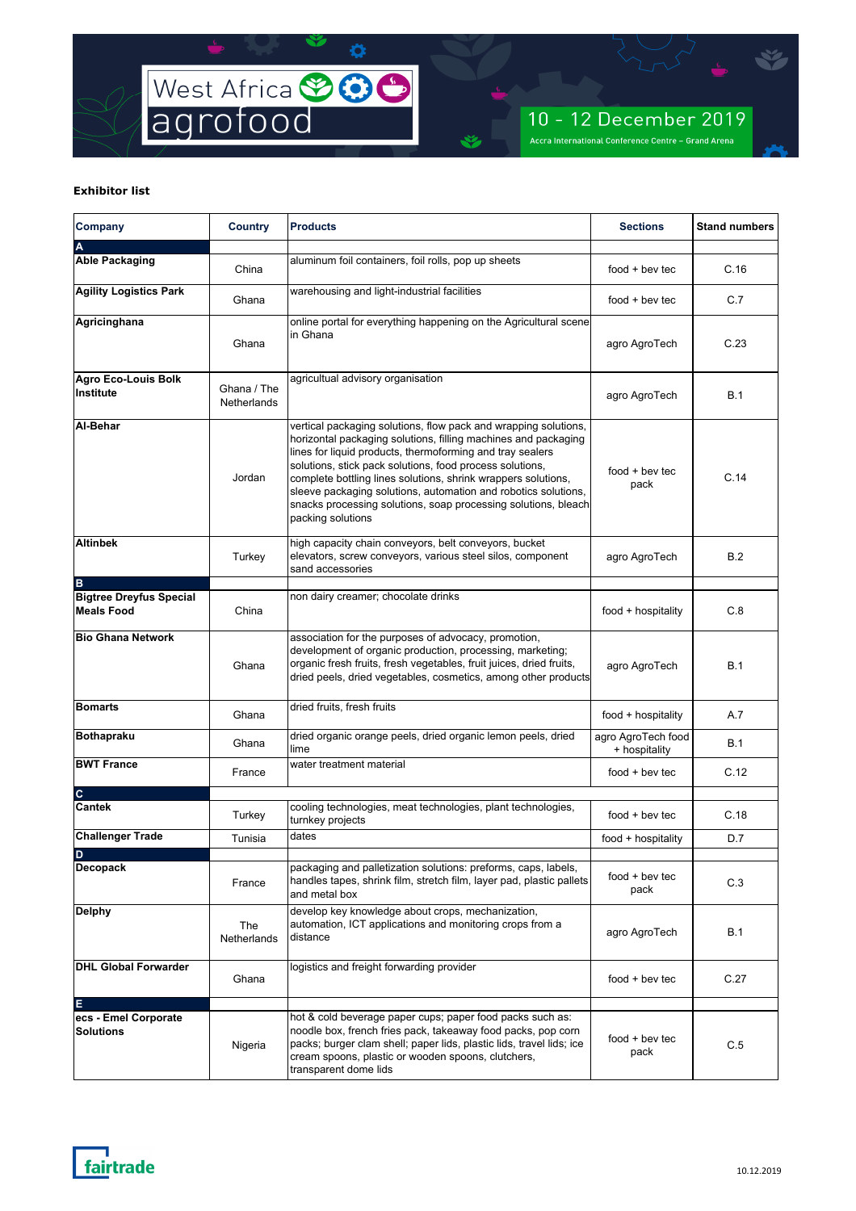**Exhibitor list**

| Company | Country | Products | Sections | Stand numbers |
|---|---|---|---|---|
| **A** | | | | |
| **Able Packaging** | China | aluminum foil containers, foil rolls, pop up sheets | food + bev tec | C.16 |
| **Agility Logistics Park** | Ghana | warehousing and light-industrial facilities | food + bev tec | C.7 |
| **Agricinghana** | Ghana | online portal for everything happening on the Agricultural scene in Ghana | agro AgroTech | C.23 |
| **Agro Eco-Louis Bolk Institute** | Ghana / The Netherlands | agricultual advisory organisation | agro AgroTech | B.1 |
| **Al-Behar** | Jordan | vertical packaging solutions, flow pack and wrapping solutions, horizontal packaging solutions, filling machines and packaging lines for liquid products, thermoforming and tray sealers solutions, stick pack solutions, food process solutions, complete bottling lines solutions, shrink wrappers solutions, sleeve packaging solutions, automation and robotics solutions, snacks processing solutions, soap processing solutions, bleach packing solutions | food + bev tec pack | C.14 |
| **Altinbek** | Turkey | high capacity chain conveyors, belt conveyors, bucket elevators, screw conveyors, various steel silos, component sand accessories | agro AgroTech | B.2 |
| **B** | | | | |
| **Bigtree Dreyfus Special Meals Food** | China | non dairy creamer; chocolate drinks | food + hospitality | C.8 |
| **Bio Ghana Network** | Ghana | association for the purposes of advocacy, promotion, development of organic production, processing, marketing; organic fresh fruits, fresh vegetables, fruit juices, dried fruits, dried peels, dried vegetables, cosmetics, among other products | agro AgroTech | B.1 |
| **Bomarts** | Ghana | dried fruits, fresh fruits | food + hospitality | A.7 |
| **Bothapraku** | Ghana | dried organic orange peels, dried organic lemon peels, dried lime | agro AgroTech food + hospitality | B.1 |
| **BWT France** | France | water treatment material | food + bev tec | C.12 |
| **C** | | | | |
| **Cantek** | Turkey | cooling technologies, meat technologies, plant technologies, turnkey projects | food + bev tec | C.18 |
| **Challenger Trade** | Tunisia | dates | food + hospitality | D.7 |
| **D** | | | | |
| **Decopack** | France | packaging and palletization solutions: preforms, caps, labels, handles tapes, shrink film, stretch film, layer pad, plastic pallets and metal box | food + bev tec pack | C.3 |
| **Delphy** | The Netherlands | develop key knowledge about crops, mechanization, automation, ICT applications and monitoring crops from a distance | agro AgroTech | B.1 |
| **DHL Global Forwarder** | Ghana | logistics and freight forwarding provider | food + bev tec | C.27 |
| **E** | | | | |
| **ecs - Emel Corporate Solutions** | Nigeria | hot & cold beverage paper cups; paper food packs such as: noodle box, french fries pack, takeaway food packs, pop corn packs; burger clam shell; paper lids, plastic lids, travel lids; ice cream spoons, plastic or wooden spoons, clutchers, transparent dome lids | food + bev tec pack | C.5 |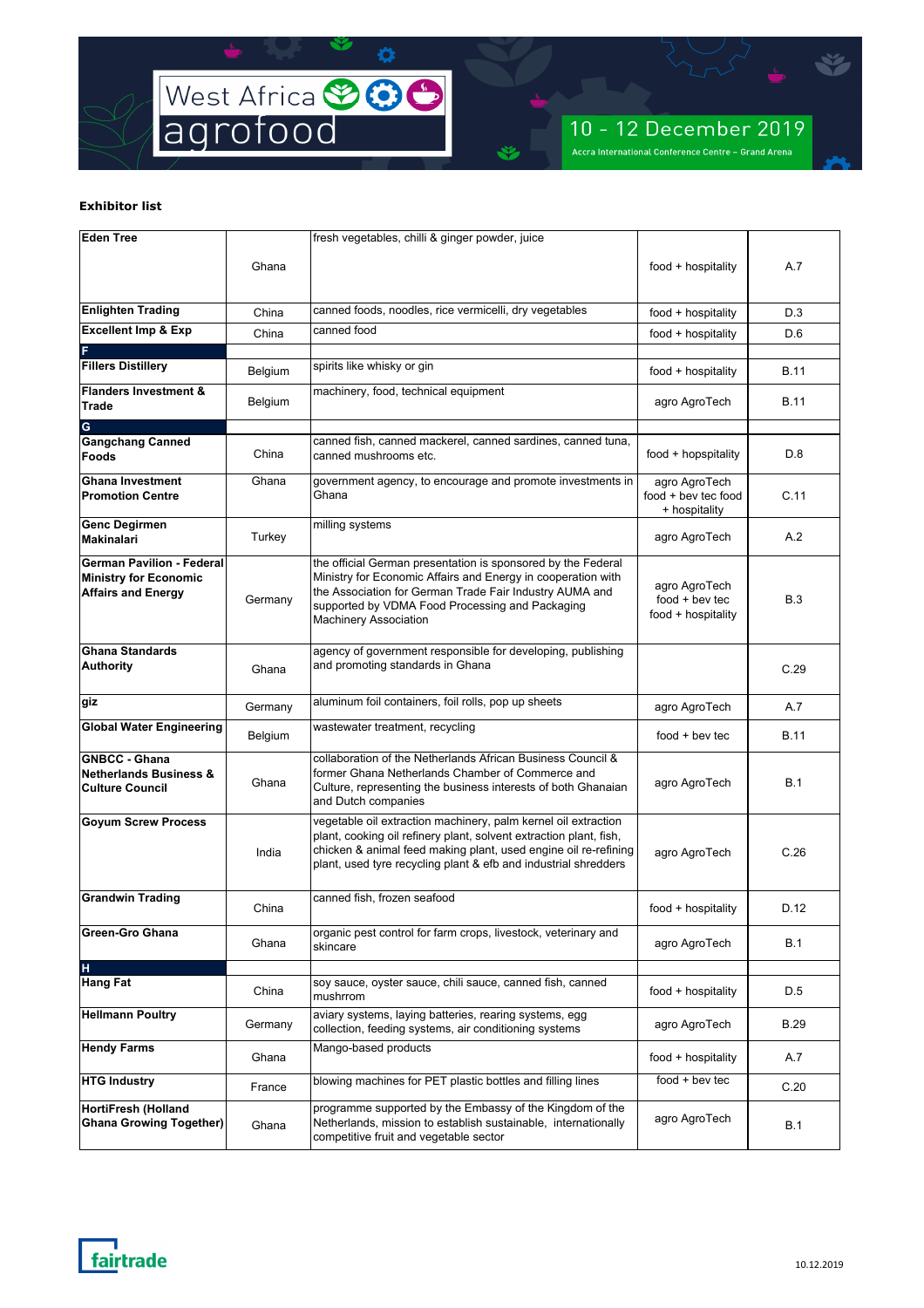**Exhibitor list**

| | | | | |
|---|---|---|---|---|
| **Eden Tree** | Ghana | fresh vegetables, chilli & ginger powder, juice | food + hospitality | A.7 |
| **Enlighten Trading** | China | canned foods, noodles, rice vermicelli, dry vegetables | food + hospitality | D.3 |
| **Excellent Imp & Exp** | China | canned food | food + hospitality | D.6 |
| **F** | | | | |
| **Fillers Distillery** | Belgium | spirits like whisky or gin | food + hospitality | B.11 |
| **Flanders Investment & Trade** | Belgium | machinery, food, technical equipment | agro AgroTech | B.11 |
| **G** | | | | |
| **Gangchang Canned Foods** | China | canned fish, canned mackerel, canned sardines, canned tuna, canned mushrooms etc. | food + hopspitality | D.8 |
| **Ghana Investment Promotion Centre** | Ghana | government agency, to encourage and promote investments in Ghana | agro AgroTech food + bev tec food + hospitality | C.11 |
| **Genc Degirmen Makinalari** | Turkey | milling systems | agro AgroTech | A.2 |
| **German Pavilion - Federal Ministry for Economic Affairs and Energy** | Germany | the official German presentation is sponsored by the Federal Ministry for Economic Affairs and Energy in cooperation with the Association for German Trade Fair Industry AUMA and supported by VDMA Food Processing and Packaging Machinery Association | agro AgroTech food + bev tec food + hospitality | B.3 |
| **Ghana Standards Authority** | Ghana | agency of government responsible for developing, publishing and promoting standards in Ghana | | C.29 |
| **giz** | Germany | aluminum foil containers, foil rolls, pop up sheets | agro AgroTech | A.7 |
| **Global Water Engineering** | Belgium | wastewater treatment, recycling | food + bev tec | B.11 |
| **GNBCC - Ghana Netherlands Business & Culture Council** | Ghana | collaboration of the Netherlands African Business Council & former Ghana Netherlands Chamber of Commerce and Culture, representing the business interests of both Ghanaian and Dutch companies | agro AgroTech | B.1 |
| **Goyum Screw Process** | India | vegetable oil extraction machinery, palm kernel oil extraction plant, cooking oil refinery plant, solvent extraction plant, fish, chicken & animal feed making plant, used engine oil re-refining plant, used tyre recycling plant & efb and industrial shredders | agro AgroTech | C.26 |
| **Grandwin Trading** | China | canned fish, frozen seafood | food + hospitality | D.12 |
| **Green-Gro Ghana** | Ghana | organic pest control for farm crops, livestock, veterinary and skincare | agro AgroTech | B.1 |
| **H** | | | | |
| **Hang Fat** | China | soy sauce, oyster sauce, chili sauce, canned fish, canned mushrrom | food + hospitality | D.5 |
| **Hellmann Poultry** | Germany | aviary systems, laying batteries, rearing systems, egg collection, feeding systems, air conditioning systems | agro AgroTech | B.29 |
| **Hendy Farms** | Ghana | Mango-based products | food + hospitality | A.7 |
| **HTG Industry** | France | blowing machines for PET plastic bottles and filling lines | food + bev tec | C.20 |
| **HortiFresh (Holland Ghana Growing Together)** | Ghana | programme supported by the Embassy of the Kingdom of the Netherlands, mission to establish sustainable, internationally competitive fruit and vegetable sector | agro AgroTech | B.1 |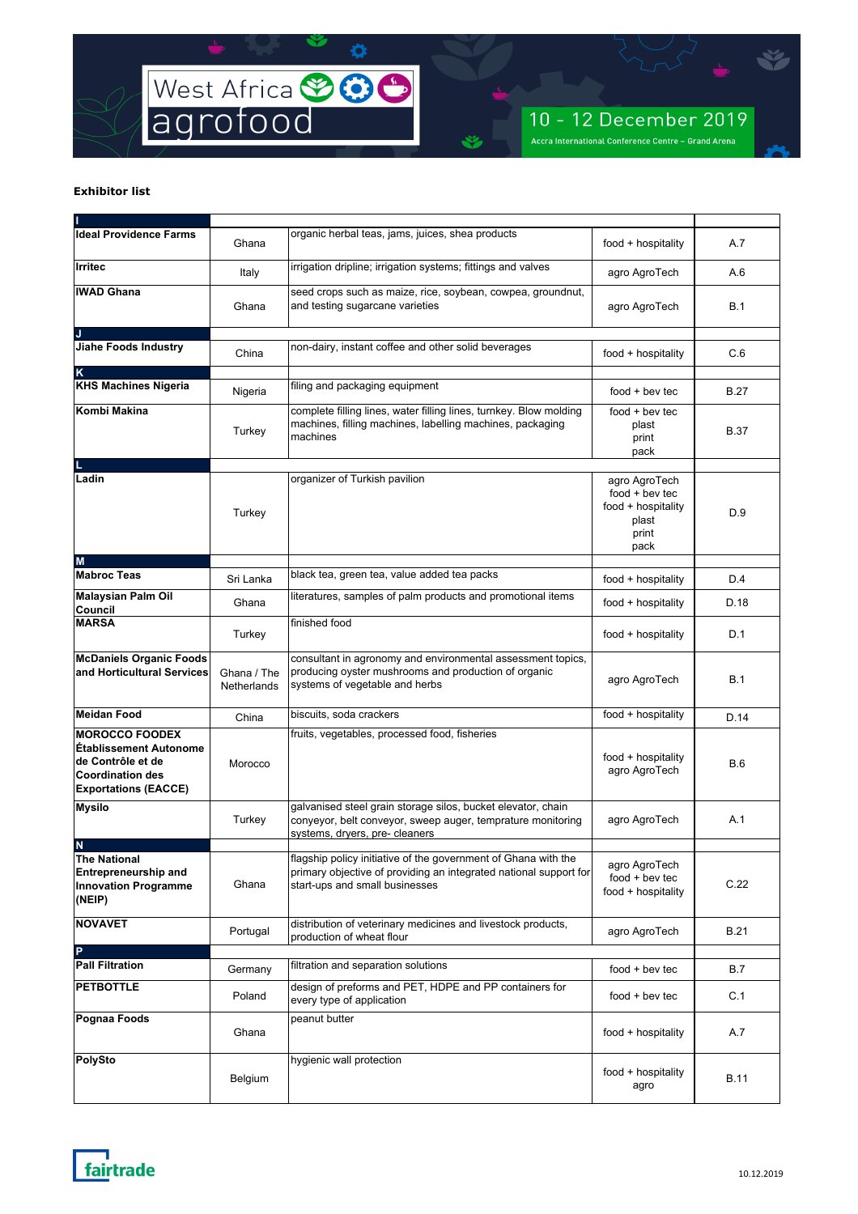**Exhibitor list**

| | | | | |
|---|---|---|---|---|
| **I** | | | | |
| **Ideal Providence Farms** | Ghana | organic herbal teas, jams, juices, shea products | food + hospitality | A.7 |
| **Irritec** | Italy | irrigation dripline; irrigation systems; fittings and valves | agro AgroTech | A.6 |
| **IWAD Ghana** | Ghana | seed crops such as maize, rice, soybean, cowpea, groundnut, and testing sugarcane varieties | agro AgroTech | B.1 |
| **J** | | | | |
| **Jiahe Foods Industry** | China | non-dairy, instant coffee and other solid beverages | food + hospitality | C.6 |
| **K** | | | | |
| **KHS Machines Nigeria** | Nigeria | filing and packaging equipment | food + bev tec | B.27 |
| **Kombi Makina** | Turkey | complete filling lines, water filling lines, turnkey. Blow molding machines, filling machines, labelling machines, packaging machines | food + bev tec<br>plast<br>print<br>pack | B.37 |
| **L** | | | | |
| **Ladin** | Turkey | organizer of Turkish pavilion | agro AgroTech<br>food + bev tec<br>food + hospitality<br>plast<br>print<br>pack | D.9 |
| **M** | | | | |
| **Mabroc Teas** | Sri Lanka | black tea, green tea, value added tea packs | food + hospitality | D.4 |
| **Malaysian Palm Oil Council** | Ghana | literatures, samples of palm products and promotional items | food + hospitality | D.18 |
| **MARSA** | Turkey | finished food | food + hospitality | D.1 |
| **McDaniels Organic Foods and Horticultural Services** | Ghana / The Netherlands | consultant in agronomy and environmental assessment topics, producing oyster mushrooms and production of organic systems of vegetable and herbs | agro AgroTech | B.1 |
| **Meidan Food** | China | biscuits, soda crackers | food + hospitality | D.14 |
| **MOROCCO FOODEX Établissement Autonome de Contrôle et de Coordination des Exportations (EACCE)** | Morocco | fruits, vegetables, processed food, fisheries | food + hospitality<br>agro AgroTech | B.6 |
| **Mysilo** | Turkey | galvanised steel grain storage silos, bucket elevator, chain conveyor, belt conveyor, sweep auger, temprature monitoring systems, dryers, pre- cleaners | agro AgroTech | A.1 |
| **N** | | | | |
| **The National Entrepreneurship and Innovation Programme (NEIP)** | Ghana | flagship policy initiative of the government of Ghana with the primary objective of providing an integrated national support for start-ups and small businesses | agro AgroTech<br>food + bev tec<br>food + hospitality | C.22 |
| **NOVAVET** | Portugal | distribution of veterinary medicines and livestock products, production of wheat flour | agro AgroTech | B.21 |
| **P** | | | | |
| **Pall Filtration** | Germany | filtration and separation solutions | food + bev tec | B.7 |
| **PETBOTTLE** | Poland | design of preforms and PET, HDPE and PP containers for every type of application | food + bev tec | C.1 |
| **Pognaa Foods** | Ghana | peanut butter | food + hospitality | A.7 |
| **PolySto** | Belgium | hygienic wall protection | food + hospitality<br>agro | B.11 |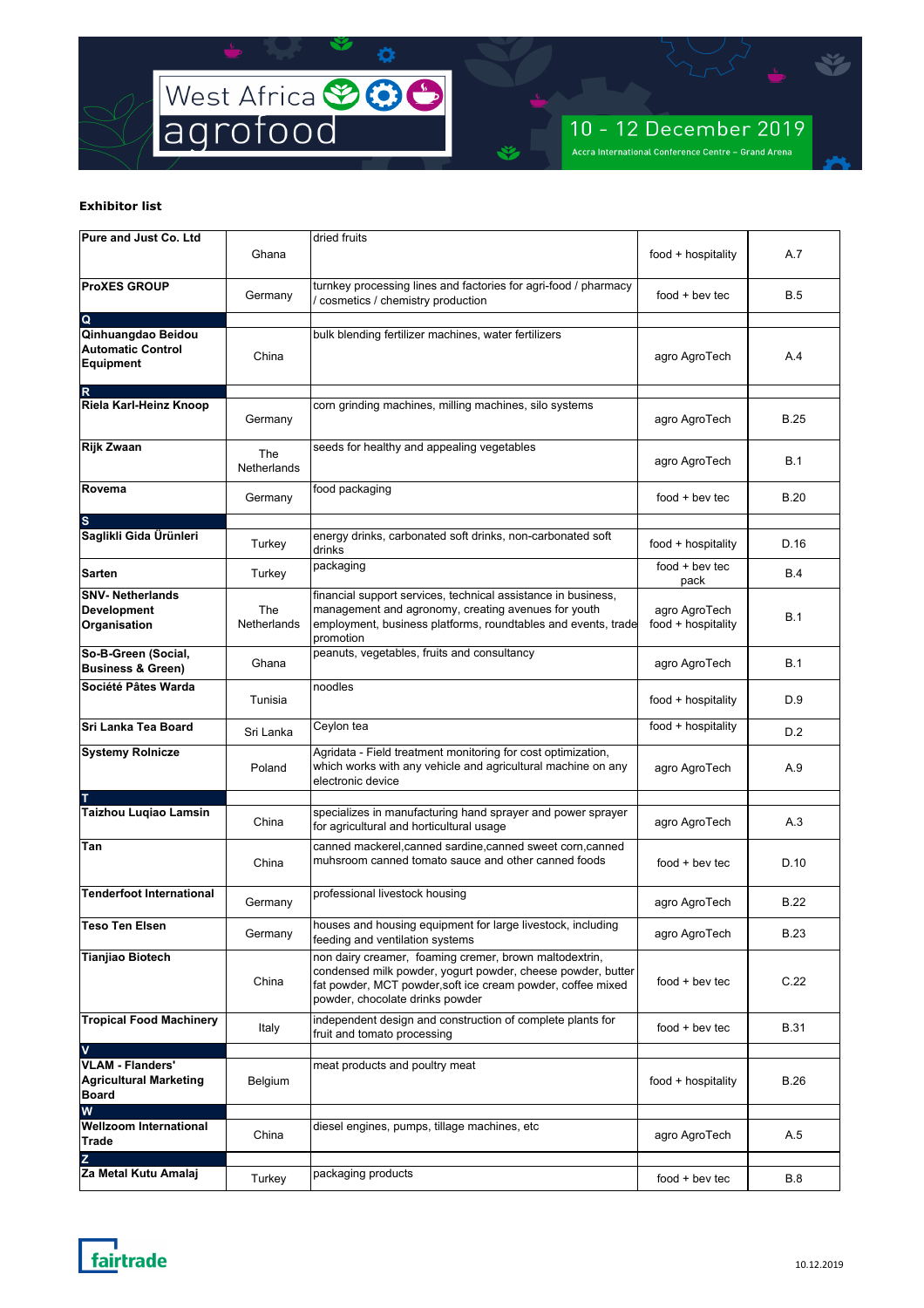**Exhibitor list**

| | | | | |
|---|---|---|---|---|
| **Pure and Just Co. Ltd** | Ghana | dried fruits | food + hospitality | A.7 |
| **ProXES GROUP** | Germany | turnkey processing lines and factories for agri-food / pharmacy / cosmetics / chemistry production | food + bev tec | B.5 |
| **Q** | | | | |
| **Qinhuangdao Beidou Automatic Control Equipment** | China | bulk blending fertilizer machines, water fertilizers | agro AgroTech | A.4 |
| **R** | | | | |
| **Riela Karl-Heinz Knoop** | Germany | corn grinding machines, milling machines, silo systems | agro AgroTech | B.25 |
| **Rijk Zwaan** | The Netherlands | seeds for healthy and appealing vegetables | agro AgroTech | B.1 |
| **Rovema** | Germany | food packaging | food + bev tec | B.20 |
| **S** | | | | |
| **Saglikli Gida Ürünleri** | Turkey | energy drinks, carbonated soft drinks, non-carbonated soft drinks | food + hospitality | D.16 |
| **Sarten** | Turkey | packaging | food + bev tec pack | B.4 |
| **SNV- Netherlands Development Organisation** | The Netherlands | financial support services, technical assistance in business, management and agronomy, creating avenues for youth employment, business platforms, roundtables and events, trade promotion | agro AgroTech food + hospitality | B.1 |
| **So-B-Green (Social, Business & Green)** | Ghana | peanuts, vegetables, fruits and consultancy | agro AgroTech | B.1 |
| **Société Pâtes Warda** | Tunisia | noodles | food + hospitality | D.9 |
| **Sri Lanka Tea Board** | Sri Lanka | Ceylon tea | food + hospitality | D.2 |
| **Systemy Rolnicze** | Poland | Agridata - Field treatment monitoring for cost optimization, which works with any vehicle and agricultural machine on any electronic device | agro AgroTech | A.9 |
| **T** | | | | |
| **Taizhou Luqiao Lamsin** | China | specializes in manufacturing hand sprayer and power sprayer for agricultural and horticultural usage | agro AgroTech | A.3 |
| **Tan** | China | canned mackerel,canned sardine,canned sweet corn,canned muhsroom canned tomato sauce and other canned foods | food + bev tec | D.10 |
| **Tenderfoot International** | Germany | professional livestock housing | agro AgroTech | B.22 |
| **Teso Ten Elsen** | Germany | houses and housing equipment for large livestock, including feeding and ventilation systems | agro AgroTech | B.23 |
| **Tianjiao Biotech** | China | non dairy creamer, foaming cremer, brown maltodextrin, condensed milk powder, yogurt powder, cheese powder, butter fat powder, MCT powder,soft ice cream powder, coffee mixed powder, chocolate drinks powder | food + bev tec | C.22 |
| **Tropical Food Machinery** | Italy | independent design and construction of complete plants for fruit and tomato processing | food + bev tec | B.31 |
| **V** | | | | |
| **VLAM - Flanders' Agricultural Marketing Board** | Belgium | meat products and poultry meat | food + hospitality | B.26 |
| **W** | | | | |
| **Wellzoom International Trade** | China | diesel engines, pumps, tillage machines, etc | agro AgroTech | A.5 |
| **Z** | | | | |
| **Za Metal Kutu Amalaj** | Turkey | packaging products | food + bev tec | B.8 |